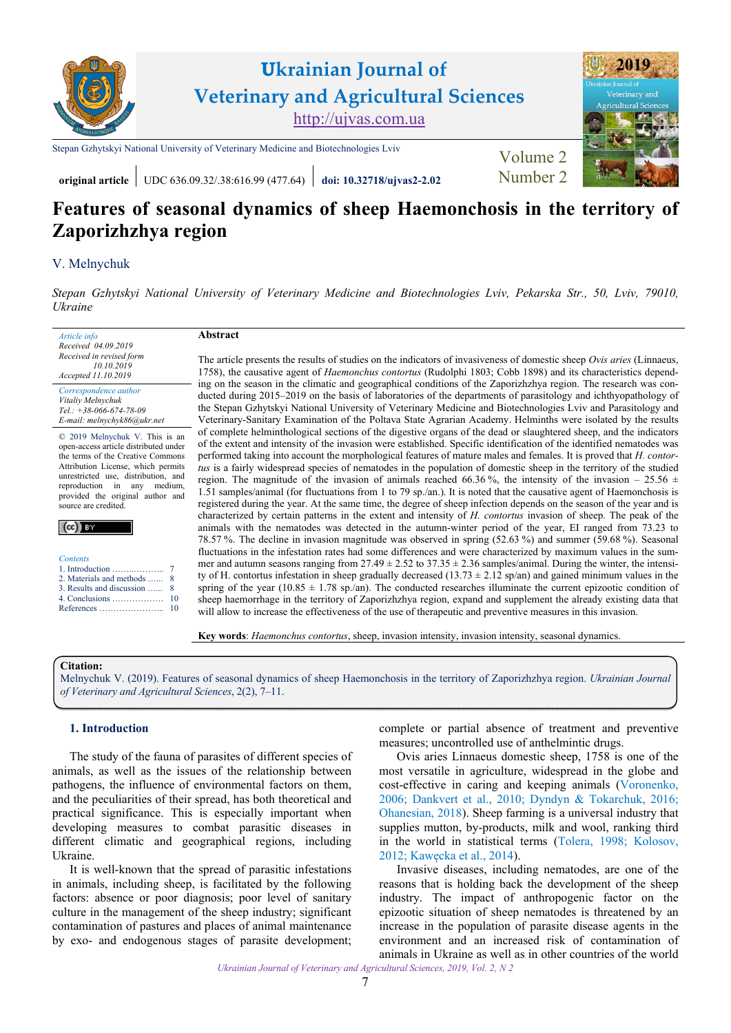original article | UDC 636.09.32/.38:616.99 (477.64) | doi: 10.32718/ujvas2-2.02

# Features of seasonal dynamics of sheep Haemonchosis in the territory of Zaporizhzhya region

V. Melnychuk

*Stepan Gzhytskyi National University of Veterinary Medicine and Biotechnologies Lviv, Pekarska Str., 50, Lviv, 79010, Ukraine*

*Article info*
*Received 04.09.2019*
*Received in revised form 10.10.2019*
*Accepted 11.10.2019*

*Correspondence author*
*Vitaliy Melnychuk*
*Tel.: +38-066-674-78-09*
*E-mail: melnychyk86@ukr.net*

© 2019 Melnychuk V. This is an open-access article distributed under the terms of the Creative Commons Attribution License, which permits unrestricted use, distribution, and reproduction in any medium, provided the original author and source are credited.

*Contents*
1. Introduction ……………… 7
2. Materials and methods …… 8
3. Results and discussion …… 8
4. Conclusions ……………… 10
References …………………… 10

## Abstract

The article presents the results of studies on the indicators of invasiveness of domestic sheep *Ovis aries* (Linnaeus, 1758), the causative agent of *Haemonchus contortus* (Rudolphi 1803; Cobb 1898) and its characteristics depending on the season in the climatic and geographical conditions of the Zaporizhzhya region. The research was conducted during 2015–2019 on the basis of laboratories of the departments of parasitology and ichthyopathology of the Stepan Gzhytskyi National University of Veterinary Medicine and Biotechnologies Lviv and Parasitology and Veterinary-Sanitary Examination of the Poltava State Agrarian Academy. Helminths were isolated by the results of complete helminthological sections of the digestive organs of the dead or slaughtered sheep, and the indicators of the extent and intensity of the invasion were established. Specific identification of the identified nematodes was performed taking into account the morphological features of mature males and females. It is proved that *H. contortus* is a fairly widespread species of nematodes in the population of domestic sheep in the territory of the studied region. The magnitude of the invasion of animals reached 66.36 %, the intensity of the invasion – 25.56 ± 1.51 samples/animal (for fluctuations from 1 to 79 sp./an.). It is noted that the causative agent of Haemonchosis is registered during the year. At the same time, the degree of sheep infection depends on the season of the year and is characterized by certain patterns in the extent and intensity of *H. contortus* invasion of sheep. The peak of the animals with the nematodes was detected in the autumn-winter period of the year, EI ranged from 73.23 to 78.57 %. The decline in invasion magnitude was observed in spring (52.63 %) and summer (59.68 %). Seasonal fluctuations in the infestation rates had some differences and were characterized by maximum values in the summer and autumn seasons ranging from 27.49 ± 2.52 to 37.35 ± 2.36 samples/animal. During the winter, the intensity of H. contortus infestation in sheep gradually decreased (13.73 ± 2.12 sp/an) and gained minimum values in the spring of the year (10.85 ± 1.78 sp./an). The conducted researches illuminate the current epizootic condition of sheep haemorrhage in the territory of Zaporizhzhya region, expand and supplement the already existing data that will allow to increase the effectiveness of the use of therapeutic and preventive measures in this invasion.

**Key words**: *Haemonchus contortus*, sheep, invasion intensity, invasion intensity, seasonal dynamics.

**Citation:**
Melnychuk V. (2019). Features of seasonal dynamics of sheep Haemonchosis in the territory of Zaporizhzhya region. *Ukrainian Journal of Veterinary and Agricultural Sciences*, 2(2), 7–11.

## 1. Introduction

The study of the fauna of parasites of different species of animals, as well as the issues of the relationship between pathogens, the influence of environmental factors on them, and the peculiarities of their spread, has both theoretical and practical significance. This is especially important when developing measures to combat parasitic diseases in different climatic and geographical regions, including Ukraine.

It is well-known that the spread of parasitic infestations in animals, including sheep, is facilitated by the following factors: absence or poor diagnosis; poor level of sanitary culture in the management of the sheep industry; significant contamination of pastures and places of animal maintenance by exo- and endogenous stages of parasite development; complete or partial absence of treatment and preventive measures; uncontrolled use of anthelmintic drugs.

Ovis aries Linnaeus domestic sheep, 1758 is one of the most versatile in agriculture, widespread in the globe and cost-effective in caring and keeping animals (Voronenko, 2006; Dankvert et al., 2010; Dyndyn & Tokarchuk, 2016; Ohanesian, 2018). Sheep farming is a universal industry that supplies mutton, by-products, milk and wool, ranking third in the world in statistical terms (Tolera, 1998; Kolosov, 2012; Kawęcka et al., 2014).

Invasive diseases, including nematodes, are one of the reasons that is holding back the development of the sheep industry. The impact of anthropogenic factor on the epizootic situation of sheep nematodes is threatened by an increase in the population of parasite disease agents in the environment and an increased risk of contamination of animals in Ukraine as well as in other countries of the world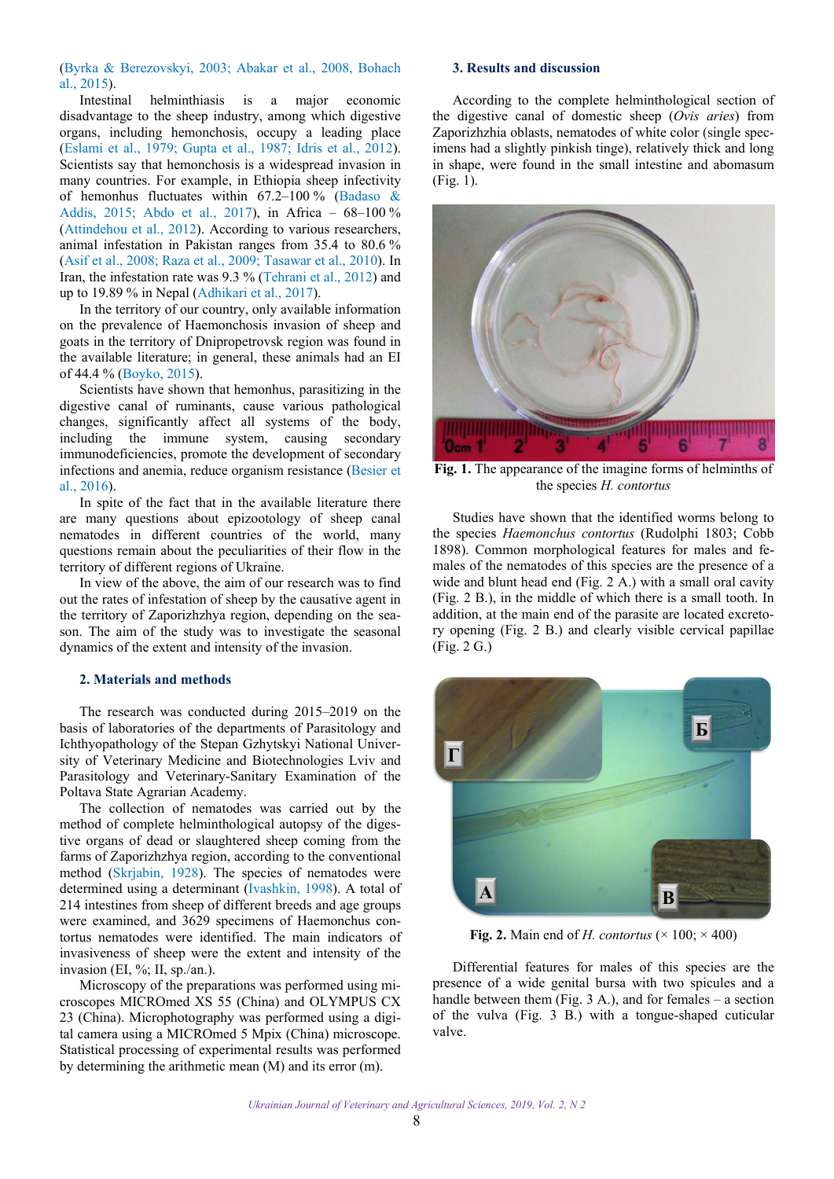(Byrka & Berezovskyi, 2003; Abakar et al., 2008, Bohach al., 2015).

Intestinal helminthiasis is a major economic disadvantage to the sheep industry, among which digestive organs, including hemonchosis, occupy a leading place (Eslami et al., 1979; Gupta et al., 1987; Idris et al., 2012). Scientists say that hemonchosis is a widespread invasion in many countries. For example, in Ethiopia sheep infectivity of hemonhus fluctuates within 67.2–100 % (Badaso & Addis, 2015; Abdo et al., 2017), in Africa – 68–100 % (Attindehou et al., 2012). According to various researchers, animal infestation in Pakistan ranges from 35.4 to 80.6 % (Asif et al., 2008; Raza et al., 2009; Tasawar et al., 2010). In Iran, the infestation rate was 9.3 % (Tehrani et al., 2012) and up to 19.89 % in Nepal (Adhikari et al., 2017).

In the territory of our country, only available information on the prevalence of Haemonchosis invasion of sheep and goats in the territory of Dnipropetrovsk region was found in the available literature; in general, these animals had an EI of 44.4 % (Boyko, 2015).

Scientists have shown that hemonhus, parasitizing in the digestive canal of ruminants, cause various pathological changes, significantly affect all systems of the body, including the immune system, causing secondary immunodeficiencies, promote the development of secondary infections and anemia, reduce organism resistance (Besier et al., 2016).

In spite of the fact that in the available literature there are many questions about epizootology of sheep canal nematodes in different countries of the world, many questions remain about the peculiarities of their flow in the territory of different regions of Ukraine.

In view of the above, the aim of our research was to find out the rates of infestation of sheep by the causative agent in the territory of Zaporizhzhya region, depending on the season. The aim of the study was to investigate the seasonal dynamics of the extent and intensity of the invasion.

## 2. Materials and methods

The research was conducted during 2015–2019 on the basis of laboratories of the departments of Parasitology and Ichthyopathology of the Stepan Gzhytskyi National University of Veterinary Medicine and Biotechnologies Lviv and Parasitology and Veterinary-Sanitary Examination of the Poltava State Agrarian Academy.

The collection of nematodes was carried out by the method of complete helminthological autopsy of the digestive organs of dead or slaughtered sheep coming from the farms of Zaporizhzhya region, according to the conventional method (Skrjabin, 1928). The species of nematodes were determined using a determinant (Ivashkin, 1998). A total of 214 intestines from sheep of different breeds and age groups were examined, and 3629 specimens of Haemonchus contortus nematodes were identified. The main indicators of invasiveness of sheep were the extent and intensity of the invasion (EI, %; II, sp./an.).

Microscopy of the preparations was performed using microscopes MICROmed XS 55 (China) and OLYMPUS CX 23 (China). Microphotography was performed using a digital camera using a MICROmed 5 Mpix (China) microscope. Statistical processing of experimental results was performed by determining the arithmetic mean (M) and its error (m).

## 3. Results and discussion

According to the complete helminthological section of the digestive canal of domestic sheep (*Ovis aries*) from Zaporizhzhia oblasts, nematodes of white color (single specimens had a slightly pinkish tinge), relatively thick and long in shape, were found in the small intestine and abomasum (Fig. 1).

**Fig. 1.** The appearance of the imagine forms of helminths of the species *H. contortus*

Studies have shown that the identified worms belong to the species *Haemonchus contortus* (Rudolphi 1803; Cobb 1898). Common morphological features for males and females of the nematodes of this species are the presence of a wide and blunt head end (Fig. 2 A.) with a small oral cavity (Fig. 2 B.), in the middle of which there is a small tooth. In addition, at the main end of the parasite are located excretory opening (Fig. 2 B.) and clearly visible cervical papillae (Fig. 2 G.)

**Fig. 2.** Main end of *H. contortus* (× 100; × 400)

Differential features for males of this species are the presence of a wide genital bursa with two spicules and a handle between them (Fig. 3 A.), and for females – a section of the vulva (Fig. 3 B.) with a tongue-shaped cuticular valve.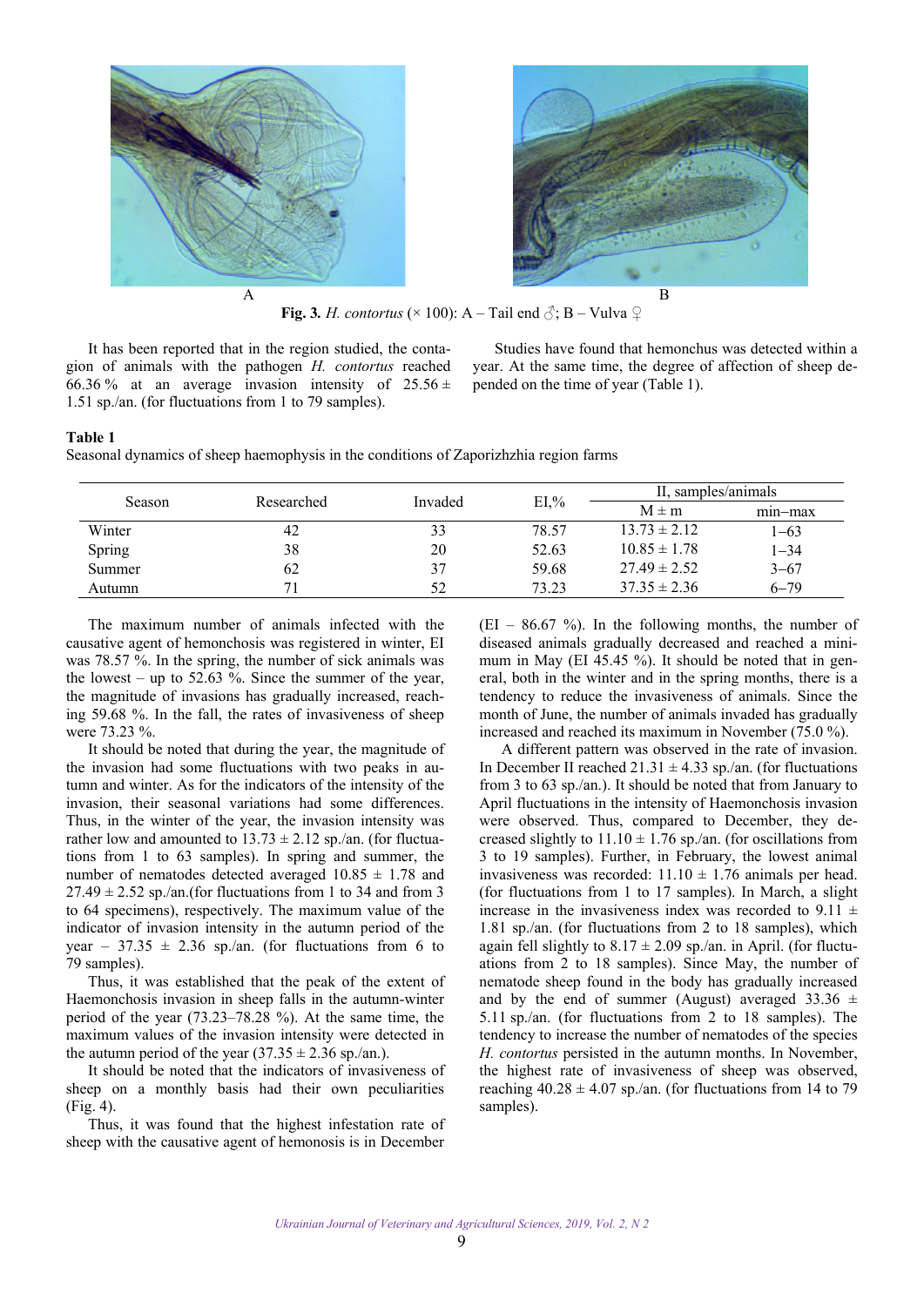**Fig. 3.** *H. contortus* (× 100): A – Tail end ♂; B – Vulva ♀

It has been reported that in the region studied, the contagion of animals with the pathogen *H. contortus* reached 66.36 % at an average invasion intensity of 25.56 ± 1.51 sp./an. (for fluctuations from 1 to 79 samples).

Studies have found that hemonchus was detected within a year. At the same time, the degree of affection of sheep depended on the time of year (Table 1).

**Table 1**
Seasonal dynamics of sheep haemophysis in the conditions of Zaporizhzhia region farms

| Season | Researched | Invaded | EI,% | II, samples/animals | |
|---|---|---|---|---|---|
| | | | | M ± m | min–max |
| Winter | 42 | 33 | 78.57 | 13.73 ± 2.12 | 1–63 |
| Spring | 38 | 20 | 52.63 | 10.85 ± 1.78 | 1–34 |
| Summer | 62 | 37 | 59.68 | 27.49 ± 2.52 | 3–67 |
| Autumn | 71 | 52 | 73.23 | 37.35 ± 2.36 | 6–79 |

The maximum number of animals infected with the causative agent of hemonchosis was registered in winter, EI was 78.57 %. In the spring, the number of sick animals was the lowest – up to 52.63 %. Since the summer of the year, the magnitude of invasions has gradually increased, reaching 59.68 %. In the fall, the rates of invasiveness of sheep were 73.23 %.

It should be noted that during the year, the magnitude of the invasion had some fluctuations with two peaks in autumn and winter. As for the indicators of the intensity of the invasion, their seasonal variations had some differences. Thus, in the winter of the year, the invasion intensity was rather low and amounted to 13.73 ± 2.12 sp./an. (for fluctuations from 1 to 63 samples). In spring and summer, the number of nematodes detected averaged 10.85 ± 1.78 and 27.49 ± 2.52 sp./an.(for fluctuations from 1 to 34 and from 3 to 64 specimens), respectively. The maximum value of the indicator of invasion intensity in the autumn period of the year – 37.35 ± 2.36 sp./an. (for fluctuations from 6 to 79 samples).

Thus, it was established that the peak of the extent of Haemonchosis invasion in sheep falls in the autumn-winter period of the year (73.23–78.28 %). At the same time, the maximum values of the invasion intensity were detected in the autumn period of the year (37.35 ± 2.36 sp./an.).

It should be noted that the indicators of invasiveness of sheep on a monthly basis had their own peculiarities (Fig. 4).

Thus, it was found that the highest infestation rate of sheep with the causative agent of hemonosis is in December (EI – 86.67 %). In the following months, the number of diseased animals gradually decreased and reached a minimum in May (EI 45.45 %). It should be noted that in general, both in the winter and in the spring months, there is a tendency to reduce the invasiveness of animals. Since the month of June, the number of animals invaded has gradually increased and reached its maximum in November (75.0 %).

A different pattern was observed in the rate of invasion. In December II reached 21.31 ± 4.33 sp./an. (for fluctuations from 3 to 63 sp./an.). It should be noted that from January to April fluctuations in the intensity of Haemonchosis invasion were observed. Thus, compared to December, they decreased slightly to 11.10 ± 1.76 sp./an. (for oscillations from 3 to 19 samples). Further, in February, the lowest animal invasiveness was recorded: 11.10 ± 1.76 animals per head. (for fluctuations from 1 to 17 samples). In March, a slight increase in the invasiveness index was recorded to 9.11 ± 1.81 sp./an. (for fluctuations from 2 to 18 samples), which again fell slightly to 8.17 ± 2.09 sp./an. in April. (for fluctuations from 2 to 18 samples). Since May, the number of nematode sheep found in the body has gradually increased and by the end of summer (August) averaged 33.36 ± 5.11 sp./an. (for fluctuations from 2 to 18 samples). The tendency to increase the number of nematodes of the species *H. contortus* persisted in the autumn months. In November, the highest rate of invasiveness of sheep was observed, reaching 40.28 ± 4.07 sp./an. (for fluctuations from 14 to 79 samples).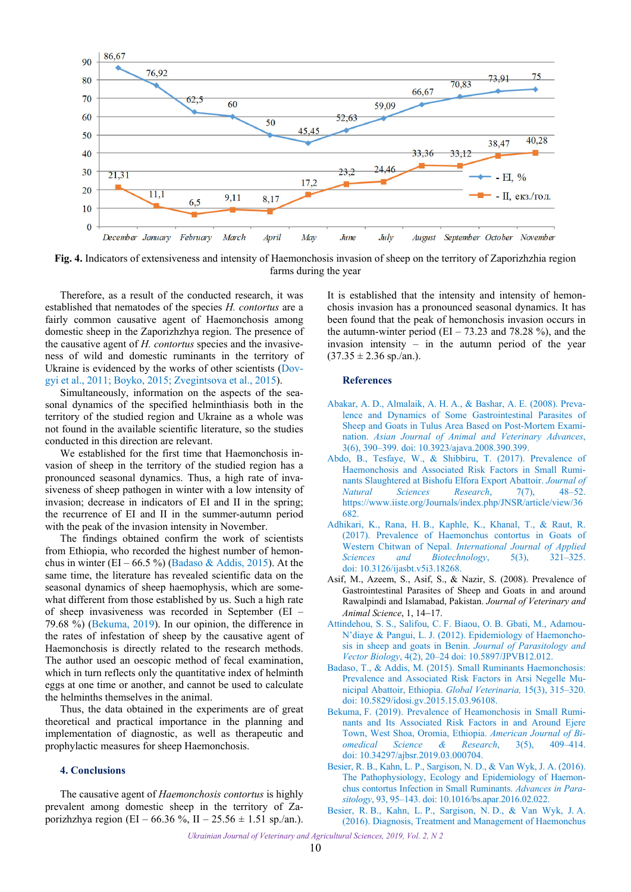Fig. 4. Indicators of extensiveness and intensity of Haemonchosis invasion of sheep on the territory of Zaporizhzhia region farms during the year

Therefore, as a result of the conducted research, it was established that nematodes of the species *H. contortus* are a fairly common causative agent of Haemonchosis among domestic sheep in the Zaporizhzhya region. The presence of the causative agent of *H. contortus* species and the invasiveness of wild and domestic ruminants in the territory of Ukraine is evidenced by the works of other scientists (Dovgyi et al., 2011; Boyko, 2015; Zvegintsova et al., 2015).

Simultaneously, information on the aspects of the seasonal dynamics of the specified helminthiasis both in the territory of the studied region and Ukraine as a whole was not found in the available scientific literature, so the studies conducted in this direction are relevant.

We established for the first time that Haemonchosis invasion of sheep in the territory of the studied region has a pronounced seasonal dynamics. Thus, a high rate of invasiveness of sheep pathogen in winter with a low intensity of invasion; decrease in indicators of EI and II in the spring; the recurrence of EI and II in the summer-autumn period with the peak of the invasion intensity in November.

The findings obtained confirm the work of scientists from Ethiopia, who recorded the highest number of hemonchus in winter (EI – 66.5 %) (Badaso & Addis, 2015). At the same time, the literature has revealed scientific data on the seasonal dynamics of sheep haemophysis, which are somewhat different from those established by us. Such a high rate of sheep invasiveness was recorded in September (EI – 79.68 %) (Bekuma, 2019). In our opinion, the difference in the rates of infestation of sheep by the causative agent of Haemonchosis is directly related to the research methods. The author used an oescopic method of fecal examination, which in turn reflects only the quantitative index of helminth eggs at one time or another, and cannot be used to calculate the helminths themselves in the animal.

Thus, the data obtained in the experiments are of great theoretical and practical importance in the planning and implementation of diagnostic, as well as therapeutic and prophylactic measures for sheep Haemonchosis.

## 4. Conclusions

The causative agent of *Haemonchosis contortus* is highly prevalent among domestic sheep in the territory of Zaporizhzhya region (EI – 66.36 %, II – 25.56 ± 1.51 sp./an.). It is established that the intensity and intensity of hemonchosis invasion has a pronounced seasonal dynamics. It has been found that the peak of hemonchosis invasion occurs in the autumn-winter period (EI – 73.23 and 78.28 %), and the invasion intensity – in the autumn period of the year (37.35 ± 2.36 sp./an.).

## References

Abakar, A. D., Almalaik, A. H. A., & Bashar, A. E. (2008). Prevalence and Dynamics of Some Gastrointestinal Parasites of Sheep and Goats in Tulus Area Based on Post-Mortem Examination. *Asian Journal of Animal and Veterinary Advances*, 3(6), 390–399. doi: 10.3923/ajava.2008.390.399.

Abdo, B., Tesfaye, W., & Shibbiru, T. (2017). Prevalence of Haemonchosis and Associated Risk Factors in Small Ruminants Slaughtered at Bishofu Elfora Export Abattoir. *Journal of Natural Sciences Research*, 7(7), 48–52. https://www.iiste.org/Journals/index.php/JNSR/article/view/36682.

Adhikari, K., Rana, H. B., Kaphle, K., Khanal, T., & Raut, R. (2017). Prevalence of Haemonchus contortus in Goats of Western Chitwan of Nepal. *International Journal of Applied Sciences and Biotechnology*, 5(3), 321–325. doi: 10.3126/ijasbt.v5i3.18268.

Asif, M., Azeem, S., Asif, S., & Nazir, S. (2008). Prevalence of Gastrointestinal Parasites of Sheep and Goats in and around Rawalpindi and Islamabad, Pakistan. *Journal of Veterinary and Animal Science*, 1, 14–17.

Attindehou, S. S., Salifou, C. F. Biaou, O. B. Gbati, M., Adamou-N'diaye & Pangui, L. J. (2012). Epidemiology of Haemonchosis in sheep and goats in Benin. *Journal of Parasitology and Vector Biology*, 4(2), 20–24 doi: 10.5897/JPVB12.012.

Badaso, T., & Addis, M. (2015). Small Ruminants Haemonchosis: Prevalence and Associated Risk Factors in Arsi Negelle Municipal Abattoir, Ethiopia. *Global Veterinaria,* 15(3), 315–320. doi: 10.5829/idosi.gv.2015.15.03.96108.

Bekuma, F. (2019). Prevalence of Heamonchosis in Small Ruminants and Its Associated Risk Factors in and Around Ejere Town, West Shoa, Oromia, Ethiopia. *American Journal of Biomedical Science & Research*, 3(5), 409–414. doi: 10.34297/ajbsr.2019.03.000704.

Besier, R. B., Kahn, L. P., Sargison, N. D., & Van Wyk, J. A. (2016). The Pathophysiology, Ecology and Epidemiology of Haemonchus contortus Infection in Small Ruminants. *Advances in Parasitology*, 93, 95–143. doi: 10.1016/bs.apar.2016.02.022.

Besier, R. B., Kahn, L. P., Sargison, N. D., & Van Wyk, J. A. (2016). Diagnosis, Treatment and Management of Haemonchus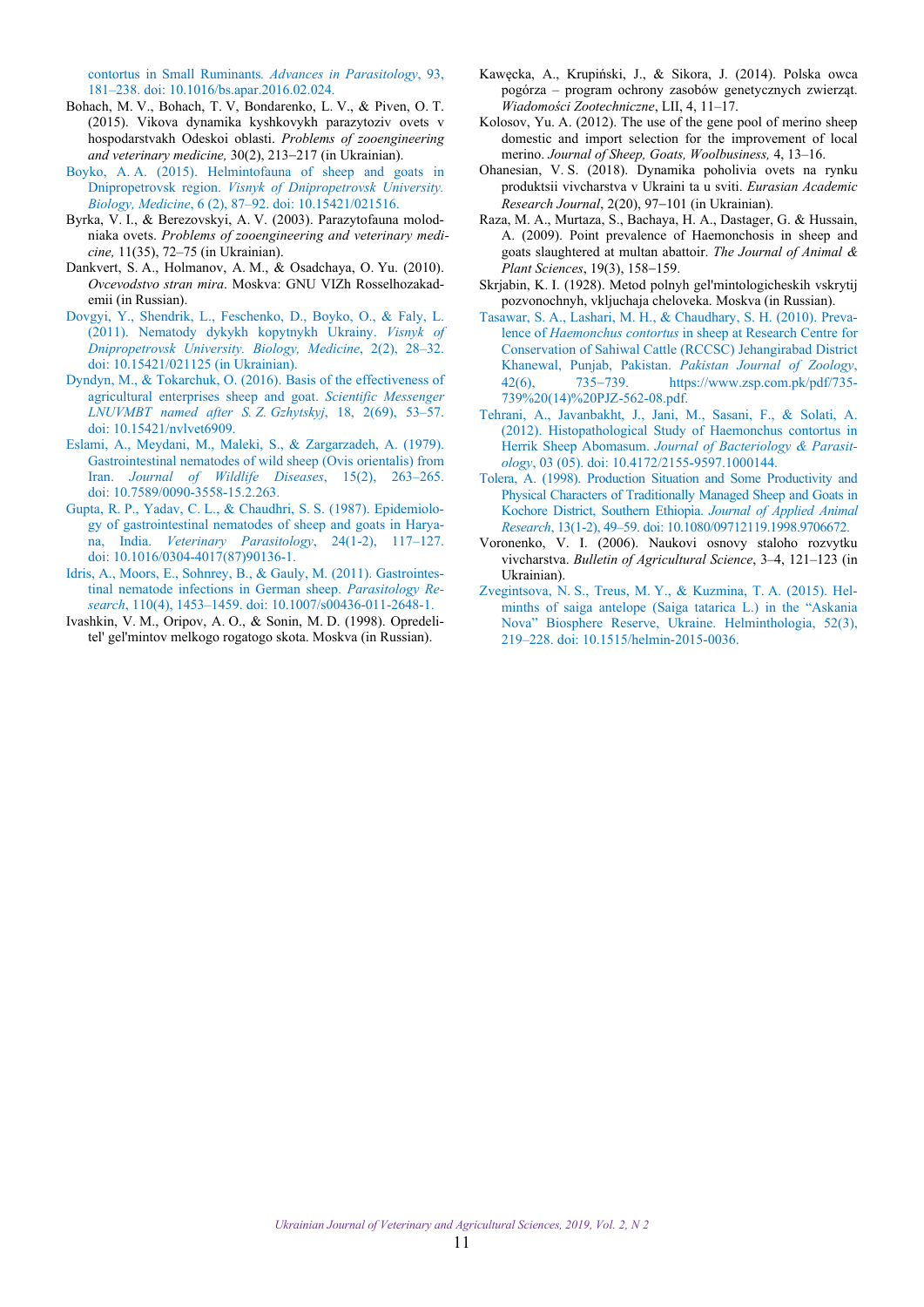contortus in Small Ruminants. *Advances in Parasitology*, 93, 181–238. doi: 10.1016/bs.apar.2016.02.024.

Bohach, M. V., Bohach, T. V, Bondarenko, L. V., & Piven, O. T. (2015). Vikova dynamika kyshkovykh parazytoziv ovets v hospodarstvakh Odeskoi oblasti. *Problems of zooengineering and veterinary medicine,* 30(2), 213–217 (in Ukrainian).

Boyko, A. A. (2015). Helmintofauna of sheep and goats in Dnipropetrovsk region. *Visnyk of Dnipropetrovsk University. Biology, Medicine*, 6 (2), 87–92. doi: 10.15421/021516.

Byrka, V. I., & Berezovskyi, A. V. (2003). Parazytofauna molodniaka ovets. *Problems of zooengineering and veterinary medicine,* 11(35), 72–75 (in Ukrainian).

Dankvert, S. A., Holmanov, A. M., & Osadchaya, O. Yu. (2010). *Ovcevodstvo stran mira*. Moskva: GNU VIZh Rosselhozakademii (in Russian).

Dovgyi, Y., Shendrik, L., Feschenko, D., Boyko, O., & Faly, L. (2011). Nematody dykykh kopytnykh Ukrainy. *Visnyk of Dnipropetrovsk University. Biology, Medicine*, 2(2), 28–32. doi: 10.15421/021125 (in Ukrainian).

Dyndyn, M., & Tokarchuk, O. (2016). Basis of the effectiveness of agricultural enterprises sheep and goat. *Scientific Messenger LNUVMBT named after S. Z. Gzhytskyj*, 18, 2(69), 53–57. doi: 10.15421/nvlvet6909.

Eslami, A., Meydani, M., Maleki, S., & Zargarzadeh, A. (1979). Gastrointestinal nematodes of wild sheep (Ovis orientalis) from Iran. *Journal of Wildlife Diseases*, 15(2), 263–265. doi: 10.7589/0090-3558-15.2.263.

Gupta, R. P., Yadav, C. L., & Chaudhri, S. S. (1987). Epidemiology of gastrointestinal nematodes of sheep and goats in Haryana, India. *Veterinary Parasitology*, 24(1-2), 117–127. doi: 10.1016/0304-4017(87)90136-1.

Idris, A., Moors, E., Sohnrey, B., & Gauly, M. (2011). Gastrointestinal nematode infections in German sheep. *Parasitology Research*, 110(4), 1453–1459. doi: 10.1007/s00436-011-2648-1.

Ivashkin, V. M., Oripov, A. O., & Sonin, M. D. (1998). Opredelitel' gel'mintov melkogo rogatogo skota. Moskva (in Russian).

Kawęcka, A., Krupiński, J., & Sikora, J. (2014). Polska owca pogórza – program ochrony zasobów genetycznych zwierząt. *Wiadomości Zootechniczne*, LII, 4, 11–17.

Kolosov, Yu. A. (2012). The use of the gene pool of merino sheep domestic and import selection for the improvement of local merino. *Journal of Sheep, Goats, Woolbusiness,* 4, 13–16.

Ohanesian, V. S. (2018). Dynamika poholivia ovets na rynku produktsii vivcharstva v Ukraini ta u sviti. *Eurasian Academic Research Journal*, 2(20), 97–101 (in Ukrainian).

Raza, M. A., Murtaza, S., Bachaya, H. A., Dastager, G. & Hussain, A. (2009). Point prevalence of Haemonchosis in sheep and goats slaughtered at multan abattoir. *The Journal of Animal & Plant Sciences*, 19(3), 158–159.

Skrjabin, K. I. (1928). Metod polnyh gel'mintologicheskih vskrytij pozvonochnyh, vkljuchaja cheloveka. Moskva (in Russian).

Tasawar, S. A., Lashari, M. H., & Chaudhary, S. H. (2010). Prevalence of *Haemonchus contortus* in sheep at Research Centre for Conservation of Sahiwal Cattle (RCCSC) Jehangirabad District Khanewal, Punjab, Pakistan. *Pakistan Journal of Zoology*, 42(6), 735–739. https://www.zsp.com.pk/pdf/735-739%20(14)%20PJZ-562-08.pdf.

Tehrani, A., Javanbakht, J., Jani, M., Sasani, F., & Solati, A. (2012). Histopathological Study of Haemonchus contortus in Herrik Sheep Abomasum. *Journal of Bacteriology & Parasitology*, 03 (05). doi: 10.4172/2155-9597.1000144.

Tolera, A. (1998). Production Situation and Some Productivity and Physical Characters of Traditionally Managed Sheep and Goats in Kochore District, Southern Ethiopia. *Journal of Applied Animal Research*, 13(1-2), 49–59. doi: 10.1080/09712119.1998.9706672.

Voronenko, V. I. (2006). Naukovi osnovy staloho rozvytku vivcharstva. *Bulletin of Agricultural Science*, 3–4, 121–123 (in Ukrainian).

Zvegintsova, N. S., Treus, M. Y., & Kuzmina, T. A. (2015). Helminths of saiga antelope (Saiga tatarica L.) in the "Askania Nova" Biosphere Reserve, Ukraine. Helminthologia, 52(3), 219–228. doi: 10.1515/helmin-2015-0036.